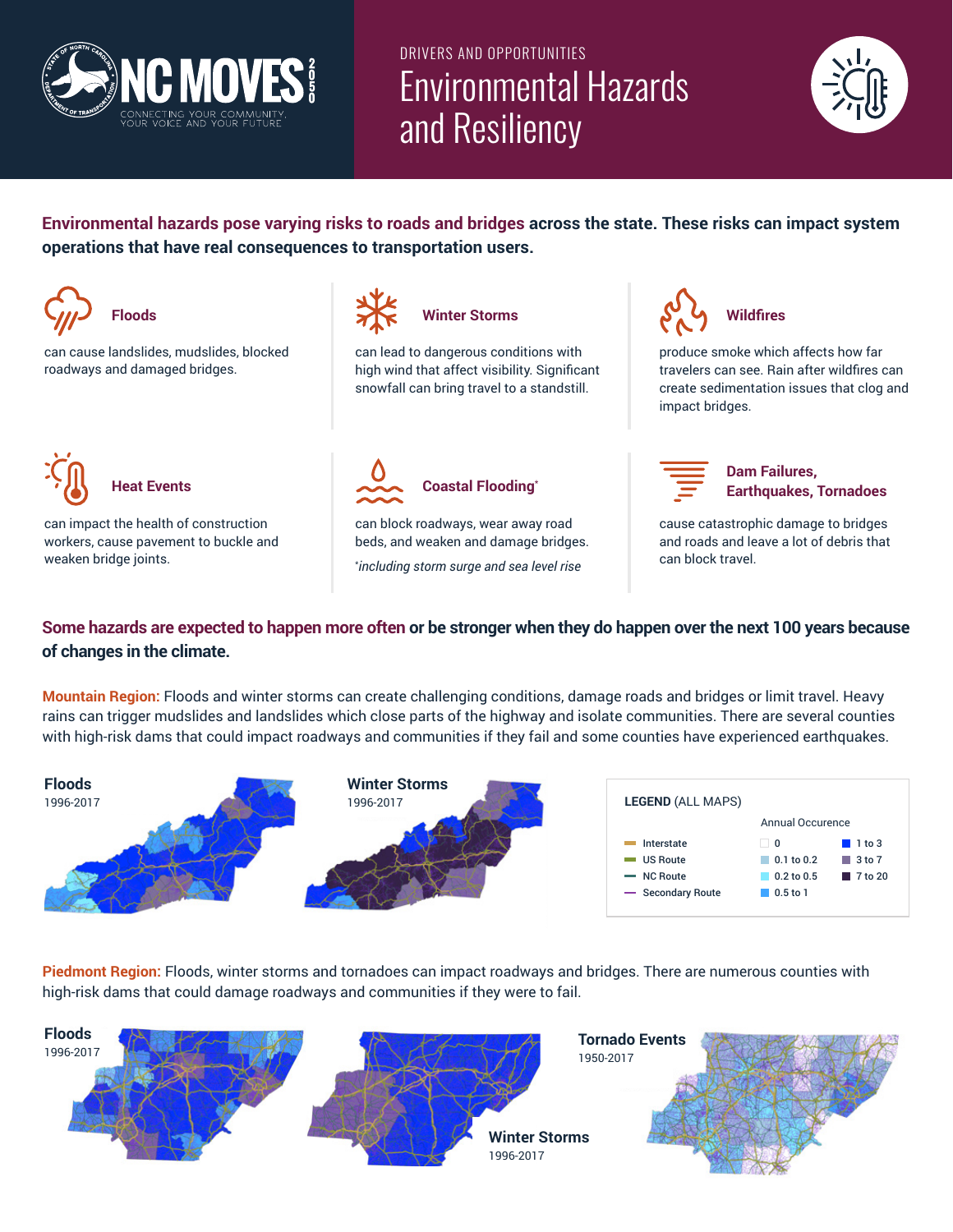# NC MOVES 2050

CONNECTING YOUR COMMUNITY, YOUR VOICE AND YOUR FUTURE

DRIVERS AND OPPORTUNITIES

## Environmental Hazards and Resiliency

**Environmental hazards pose varying risks to roads and bridges across the state. These risks can impact system operations that have real consequences to transportation users.**

### Floods

can cause landslides, mudslides, blocked roadways and damaged bridges.

### Winter Storms

can lead to dangerous conditions with high wind that affect visibility. Significant snowfall can bring travel to a standstill.

### Wildfires

produce smoke which affects how far travelers can see. Rain after wildfires can create sedimentation issues that clog and impact bridges.

### Heat Events

can impact the health of construction workers, cause pavement to buckle and weaken bridge joints.

### Coastal Flooding*

can block roadways, wear away road beds, and weaken and damage bridges.

*\*including storm surge and sea level rise*

### Dam Failures, Earthquakes, Tornadoes

cause catastrophic damage to bridges and roads and leave a lot of debris that can block travel.

**Some hazards are expected to happen more often or be stronger when they do happen over the next 100 years because of changes in the climate.**

**Mountain Region:** Floods and winter storms can create challenging conditions, damage roads and bridges or limit travel. Heavy rains can trigger mudslides and landslides which close parts of the highway and isolate communities. There are several counties with high-risk dams that could impact roadways and communities if they fail and some counties have experienced earthquakes.

**Floods**
1996-2017

**Winter Storms**
1996-2017

**LEGEND** (ALL MAPS)

| Route | Annual Occurence | |
|---|---|---|
| Interstate | 0 | 1 to 3 |
| US Route | 0.1 to 0.2 | 3 to 7 |
| NC Route | 0.2 to 0.5 | 7 to 20 |
| Secondary Route | 0.5 to 1 | |

**Piedmont Region:** Floods, winter storms and tornadoes can impact roadways and bridges. There are numerous counties with high-risk dams that could damage roadways and communities if they were to fail.

**Floods**
1996-2017

**Winter Storms**
1996-2017

**Tornado Events**
1950-2017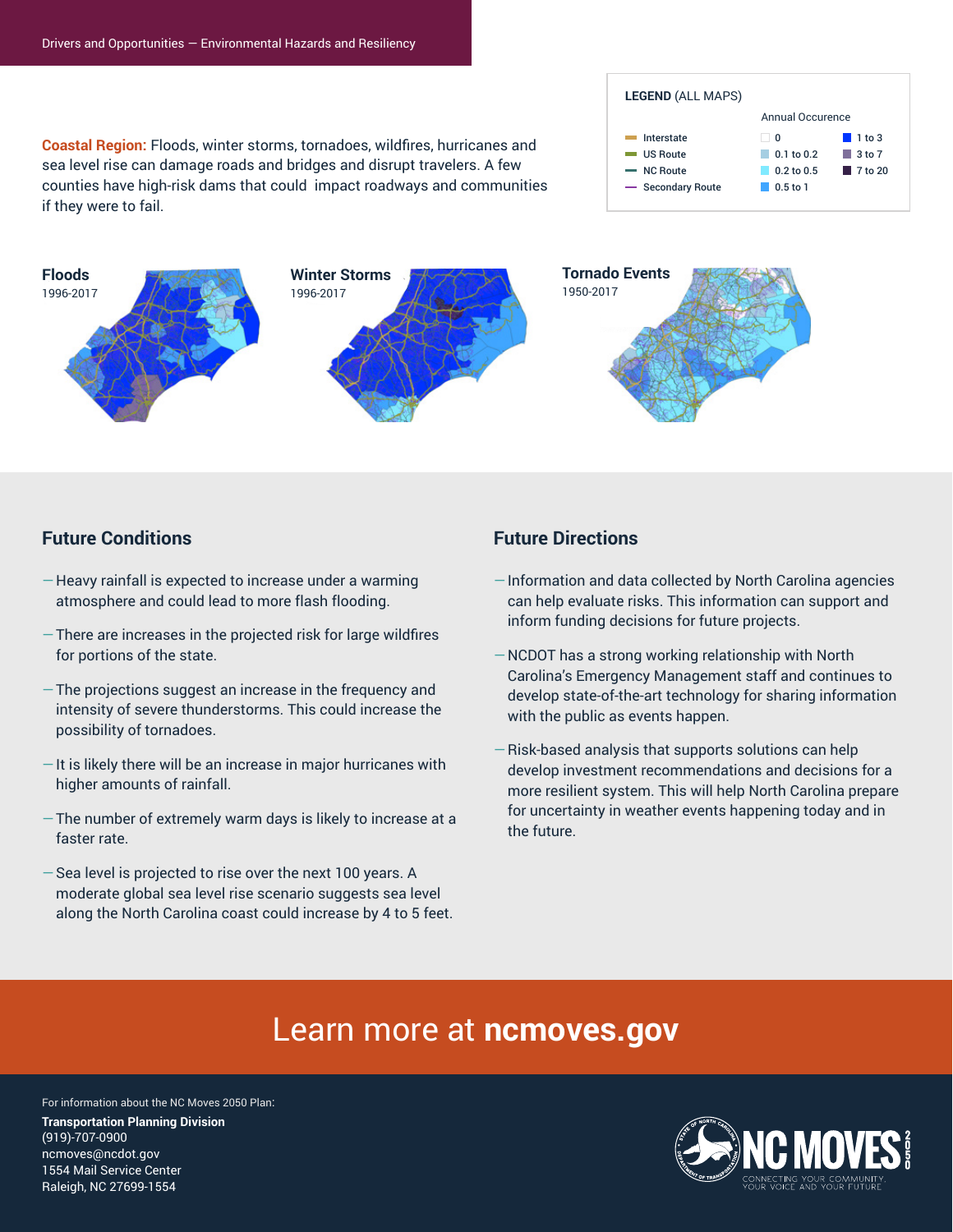**Coastal Region:** Floods, winter storms, tornadoes, wildfires, hurricanes and sea level rise can damage roads and bridges and disrupt travelers. A few counties have high-risk dams that could impact roadways and communities if they were to fail.

**LEGEND** (ALL MAPS)

Interstate
US Route
NC Route
Secondary Route

Annual Occurence
0
0.1 to 0.2
0.2 to 0.5
0.5 to 1
1 to 3
3 to 7
7 to 20

**Floods**
1996-2017

**Winter Storms**
1996-2017

**Tornado Events**
1950-2017

## Future Conditions

- Heavy rainfall is expected to increase under a warming atmosphere and could lead to more flash flooding.
- There are increases in the projected risk for large wildfires for portions of the state.
- The projections suggest an increase in the frequency and intensity of severe thunderstorms. This could increase the possibility of tornadoes.
- It is likely there will be an increase in major hurricanes with higher amounts of rainfall.
- The number of extremely warm days is likely to increase at a faster rate.
- Sea level is projected to rise over the next 100 years. A moderate global sea level rise scenario suggests sea level along the North Carolina coast could increase by 4 to 5 feet.

## Future Directions

- Information and data collected by North Carolina agencies can help evaluate risks. This information can support and inform funding decisions for future projects.
- NCDOT has a strong working relationship with North Carolina's Emergency Management staff and continues to develop state-of-the-art technology for sharing information with the public as events happen.
- Risk-based analysis that supports solutions can help develop investment recommendations and decisions for a more resilient system. This will help North Carolina prepare for uncertainty in weather events happening today and in the future.

Learn more at **ncmoves.gov**

For information about the NC Moves 2050 Plan:

**Transportation Planning Division**
(919)-707-0900
ncmoves@ncdot.gov
1554 Mail Service Center
Raleigh, NC 27699-1554

NC MOVES 2050
CONNECTING YOUR COMMUNITY, YOUR VOICE AND YOUR FUTURE